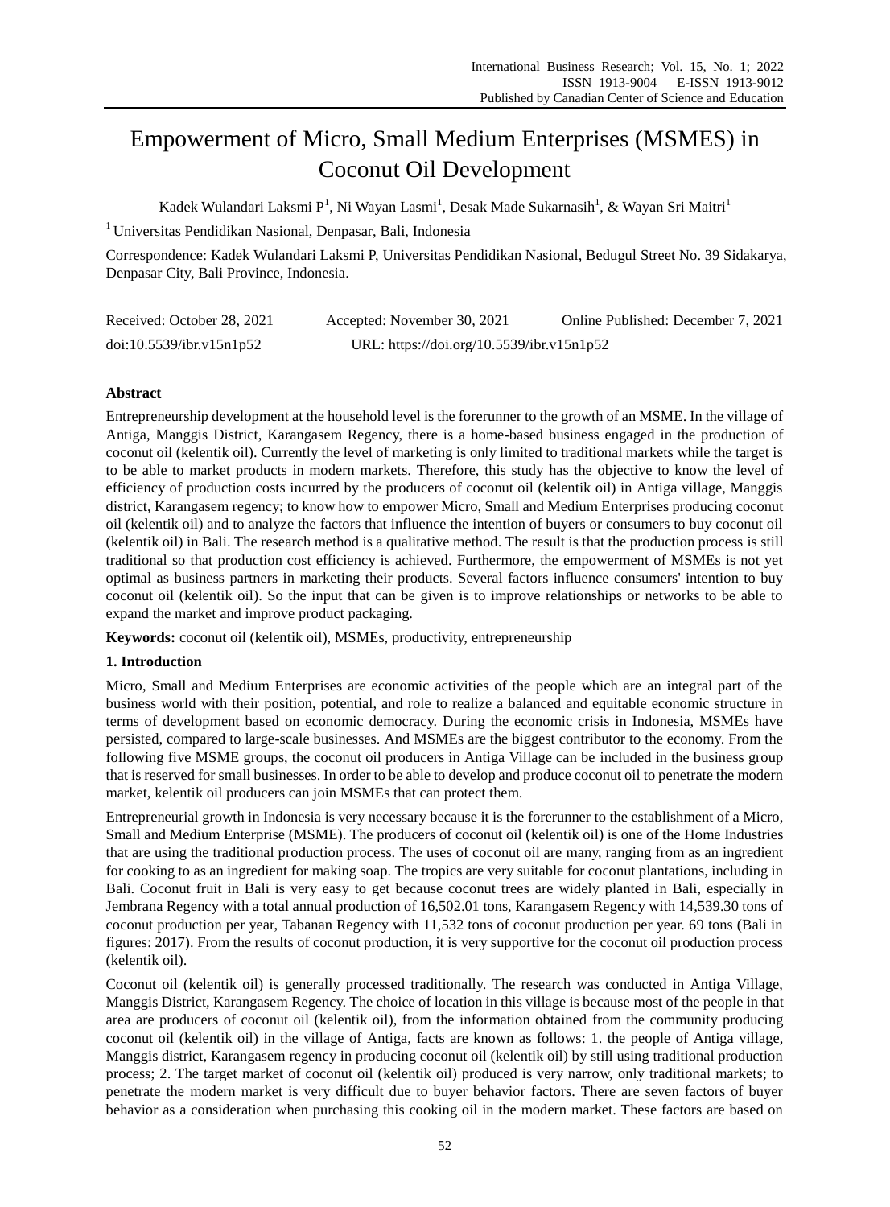# Empowerment of Micro, Small Medium Enterprises (MSMES) in Coconut Oil Development

Kadek Wulandari Laksmi P[1], Ni Wayan Lasmi[1], Desak Made Sukarnasih[1], & Wayan Sri Maitri[1]

[1] Universitas Pendidikan Nasional, Denpasar, Bali, Indonesia

Correspondence: Kadek Wulandari Laksmi P, Universitas Pendidikan Nasional, Bedugul Street No. 39 Sidakarya, Denpasar City, Bali Province, Indonesia.

Received: October 28, 2021 Accepted: November 30, 2021 Online Published: December 7, 2021

doi:10.5539/ibr.v15n1p52 URL: https://doi.org/10.5539/ibr.v15n1p52

## Abstract

Entrepreneurship development at the household level is the forerunner to the growth of an MSME. In the village of Antiga, Manggis District, Karangasem Regency, there is a home-based business engaged in the production of coconut oil (kelentik oil). Currently the level of marketing is only limited to traditional markets while the target is to be able to market products in modern markets. Therefore, this study has the objective to know the level of efficiency of production costs incurred by the producers of coconut oil (kelentik oil) in Antiga village, Manggis district, Karangasem regency; to know how to empower Micro, Small and Medium Enterprises producing coconut oil (kelentik oil) and to analyze the factors that influence the intention of buyers or consumers to buy coconut oil (kelentik oil) in Bali. The research method is a qualitative method. The result is that the production process is still traditional so that production cost efficiency is achieved. Furthermore, the empowerment of MSMEs is not yet optimal as business partners in marketing their products. Several factors influence consumers' intention to buy coconut oil (kelentik oil). So the input that can be given is to improve relationships or networks to be able to expand the market and improve product packaging.

**Keywords:** coconut oil (kelentik oil), MSMEs, productivity, entrepreneurship

## 1. Introduction

Micro, Small and Medium Enterprises are economic activities of the people which are an integral part of the business world with their position, potential, and role to realize a balanced and equitable economic structure in terms of development based on economic democracy. During the economic crisis in Indonesia, MSMEs have persisted, compared to large-scale businesses. And MSMEs are the biggest contributor to the economy. From the following five MSME groups, the coconut oil producers in Antiga Village can be included in the business group that is reserved for small businesses. In order to be able to develop and produce coconut oil to penetrate the modern market, kelentik oil producers can join MSMEs that can protect them.

Entrepreneurial growth in Indonesia is very necessary because it is the forerunner to the establishment of a Micro, Small and Medium Enterprise (MSME). The producers of coconut oil (kelentik oil) is one of the Home Industries that are using the traditional production process. The uses of coconut oil are many, ranging from as an ingredient for cooking to as an ingredient for making soap. The tropics are very suitable for coconut plantations, including in Bali. Coconut fruit in Bali is very easy to get because coconut trees are widely planted in Bali, especially in Jembrana Regency with a total annual production of 16,502.01 tons, Karangasem Regency with 14,539.30 tons of coconut production per year, Tabanan Regency with 11,532 tons of coconut production per year. 69 tons (Bali in figures: 2017). From the results of coconut production, it is very supportive for the coconut oil production process (kelentik oil).

Coconut oil (kelentik oil) is generally processed traditionally. The research was conducted in Antiga Village, Manggis District, Karangasem Regency. The choice of location in this village is because most of the people in that area are producers of coconut oil (kelentik oil), from the information obtained from the community producing coconut oil (kelentik oil) in the village of Antiga, facts are known as follows: 1. the people of Antiga village, Manggis district, Karangasem regency in producing coconut oil (kelentik oil) by still using traditional production process; 2. The target market of coconut oil (kelentik oil) produced is very narrow, only traditional markets; to penetrate the modern market is very difficult due to buyer behavior factors. There are seven factors of buyer behavior as a consideration when purchasing this cooking oil in the modern market. These factors are based on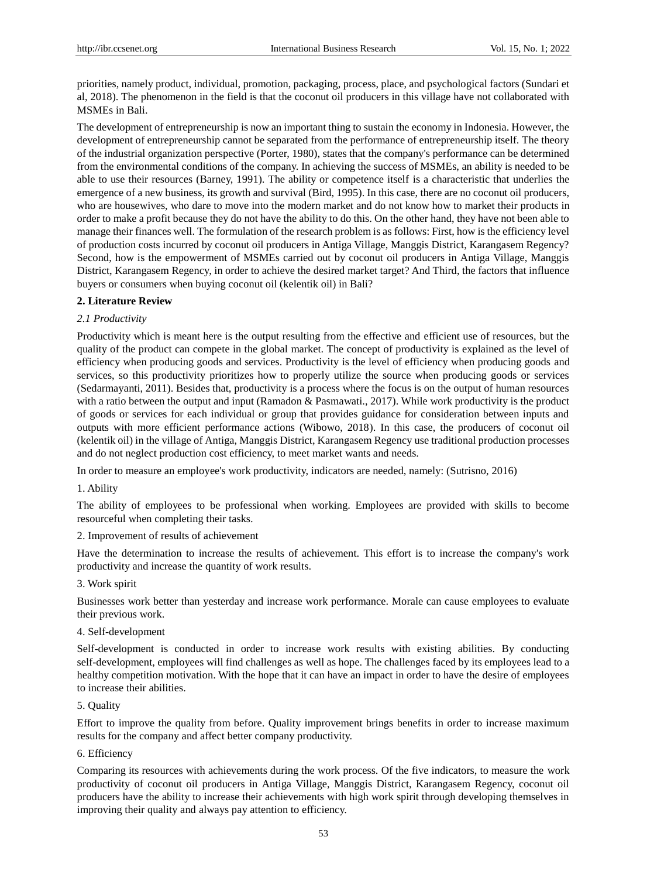priorities, namely product, individual, promotion, packaging, process, place, and psychological factors (Sundari et al, 2018). The phenomenon in the field is that the coconut oil producers in this village have not collaborated with MSMEs in Bali.

The development of entrepreneurship is now an important thing to sustain the economy in Indonesia. However, the development of entrepreneurship cannot be separated from the performance of entrepreneurship itself. The theory of the industrial organization perspective (Porter, 1980), states that the company's performance can be determined from the environmental conditions of the company. In achieving the success of MSMEs, an ability is needed to be able to use their resources (Barney, 1991). The ability or competence itself is a characteristic that underlies the emergence of a new business, its growth and survival (Bird, 1995). In this case, there are no coconut oil producers, who are housewives, who dare to move into the modern market and do not know how to market their products in order to make a profit because they do not have the ability to do this. On the other hand, they have not been able to manage their finances well. The formulation of the research problem is as follows: First, how is the efficiency level of production costs incurred by coconut oil producers in Antiga Village, Manggis District, Karangasem Regency? Second, how is the empowerment of MSMEs carried out by coconut oil producers in Antiga Village, Manggis District, Karangasem Regency, in order to achieve the desired market target? And Third, the factors that influence buyers or consumers when buying coconut oil (kelentik oil) in Bali?

## 2. Literature Review

### *2.1 Productivity*

Productivity which is meant here is the output resulting from the effective and efficient use of resources, but the quality of the product can compete in the global market. The concept of productivity is explained as the level of efficiency when producing goods and services. Productivity is the level of efficiency when producing goods and services, so this productivity prioritizes how to properly utilize the source when producing goods or services (Sedarmayanti, 2011). Besides that, productivity is a process where the focus is on the output of human resources with a ratio between the output and input (Ramadon & Pasmawati., 2017). While work productivity is the product of goods or services for each individual or group that provides guidance for consideration between inputs and outputs with more efficient performance actions (Wibowo, 2018). In this case, the producers of coconut oil (kelentik oil) in the village of Antiga, Manggis District, Karangasem Regency use traditional production processes and do not neglect production cost efficiency, to meet market wants and needs.

In order to measure an employee's work productivity, indicators are needed, namely: (Sutrisno, 2016)

1. Ability

The ability of employees to be professional when working. Employees are provided with skills to become resourceful when completing their tasks.

2. Improvement of results of achievement

Have the determination to increase the results of achievement. This effort is to increase the company's work productivity and increase the quantity of work results.

3. Work spirit

Businesses work better than yesterday and increase work performance. Morale can cause employees to evaluate their previous work.

4. Self-development

Self-development is conducted in order to increase work results with existing abilities. By conducting self-development, employees will find challenges as well as hope. The challenges faced by its employees lead to a healthy competition motivation. With the hope that it can have an impact in order to have the desire of employees to increase their abilities.

5. Quality

Effort to improve the quality from before. Quality improvement brings benefits in order to increase maximum results for the company and affect better company productivity.

6. Efficiency

Comparing its resources with achievements during the work process. Of the five indicators, to measure the work productivity of coconut oil producers in Antiga Village, Manggis District, Karangasem Regency, coconut oil producers have the ability to increase their achievements with high work spirit through developing themselves in improving their quality and always pay attention to efficiency.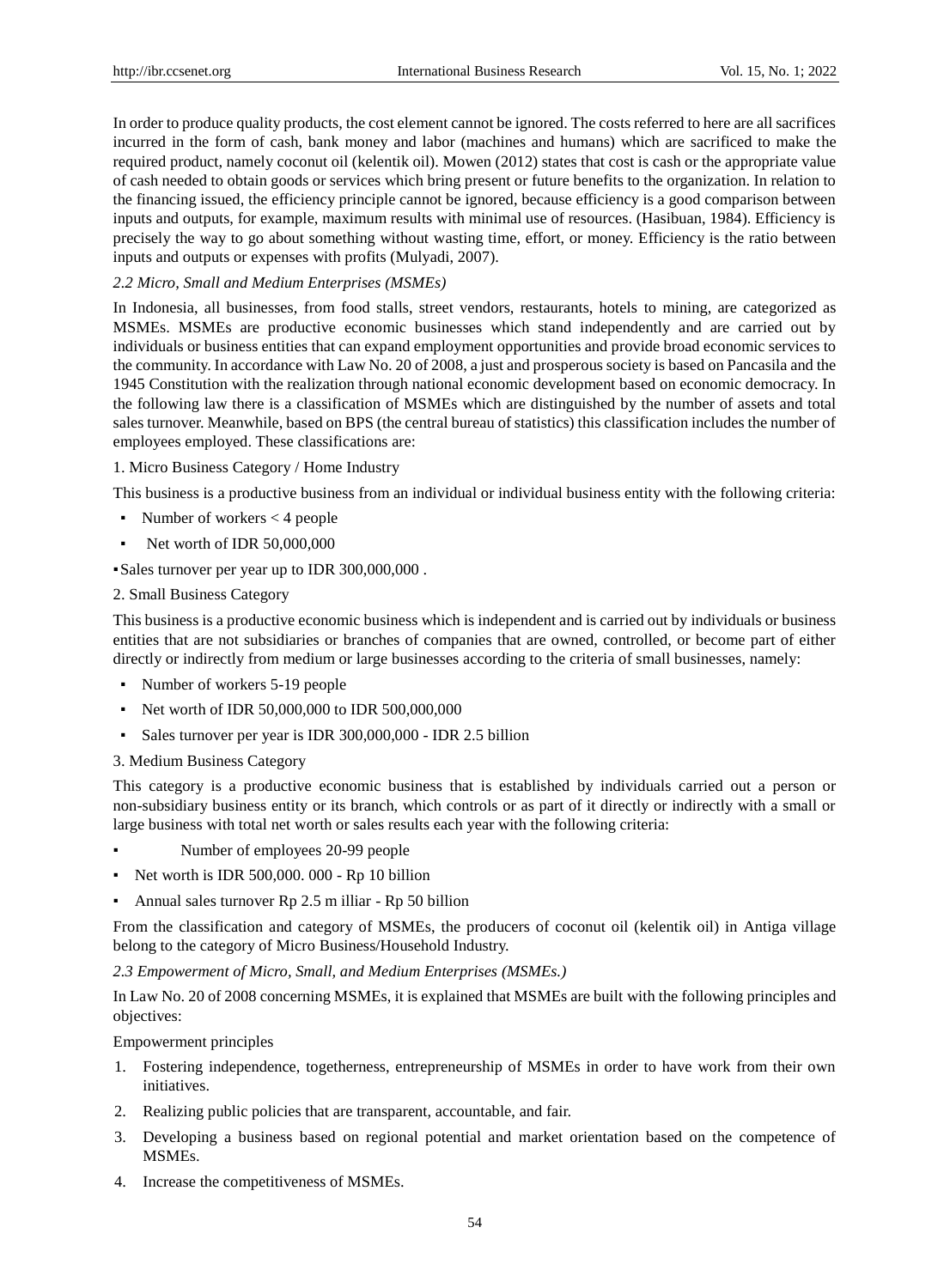In order to produce quality products, the cost element cannot be ignored. The costs referred to here are all sacrifices incurred in the form of cash, bank money and labor (machines and humans) which are sacrificed to make the required product, namely coconut oil (kelentik oil). Mowen (2012) states that cost is cash or the appropriate value of cash needed to obtain goods or services which bring present or future benefits to the organization. In relation to the financing issued, the efficiency principle cannot be ignored, because efficiency is a good comparison between inputs and outputs, for example, maximum results with minimal use of resources. (Hasibuan, 1984). Efficiency is precisely the way to go about something without wasting time, effort, or money. Efficiency is the ratio between inputs and outputs or expenses with profits (Mulyadi, 2007).

### *2.2 Micro, Small and Medium Enterprises (MSMEs)*

In Indonesia, all businesses, from food stalls, street vendors, restaurants, hotels to mining, are categorized as MSMEs. MSMEs are productive economic businesses which stand independently and are carried out by individuals or business entities that can expand employment opportunities and provide broad economic services to the community. In accordance with Law No. 20 of 2008, a just and prosperous society is based on Pancasila and the 1945 Constitution with the realization through national economic development based on economic democracy. In the following law there is a classification of MSMEs which are distinguished by the number of assets and total sales turnover. Meanwhile, based on BPS (the central bureau of statistics) this classification includes the number of employees employed. These classifications are:

1. Micro Business Category / Home Industry

This business is a productive business from an individual or individual business entity with the following criteria:

- Number of workers < 4 people
- Net worth of IDR 50,000,000
- Sales turnover per year up to IDR 300,000,000 .

2. Small Business Category

This business is a productive economic business which is independent and is carried out by individuals or business entities that are not subsidiaries or branches of companies that are owned, controlled, or become part of either directly or indirectly from medium or large businesses according to the criteria of small businesses, namely:

- Number of workers 5-19 people
- Net worth of IDR 50,000,000 to IDR 500,000,000
- Sales turnover per year is IDR 300,000,000 - IDR 2.5 billion

3. Medium Business Category

This category is a productive economic business that is established by individuals carried out a person or non-subsidiary business entity or its branch, which controls or as part of it directly or indirectly with a small or large business with total net worth or sales results each year with the following criteria:

- Number of employees 20-99 people
- Net worth is IDR 500,000. 000 - Rp 10 billion
- Annual sales turnover Rp 2.5 m illiar - Rp 50 billion

From the classification and category of MSMEs, the producers of coconut oil (kelentik oil) in Antiga village belong to the category of Micro Business/Household Industry.

### *2.3 Empowerment of Micro, Small, and Medium Enterprises (MSMEs.)*

In Law No. 20 of 2008 concerning MSMEs, it is explained that MSMEs are built with the following principles and objectives:

Empowerment principles

1. Fostering independence, togetherness, entrepreneurship of MSMEs in order to have work from their own initiatives.
2. Realizing public policies that are transparent, accountable, and fair.
3. Developing a business based on regional potential and market orientation based on the competence of MSMEs.
4. Increase the competitiveness of MSMEs.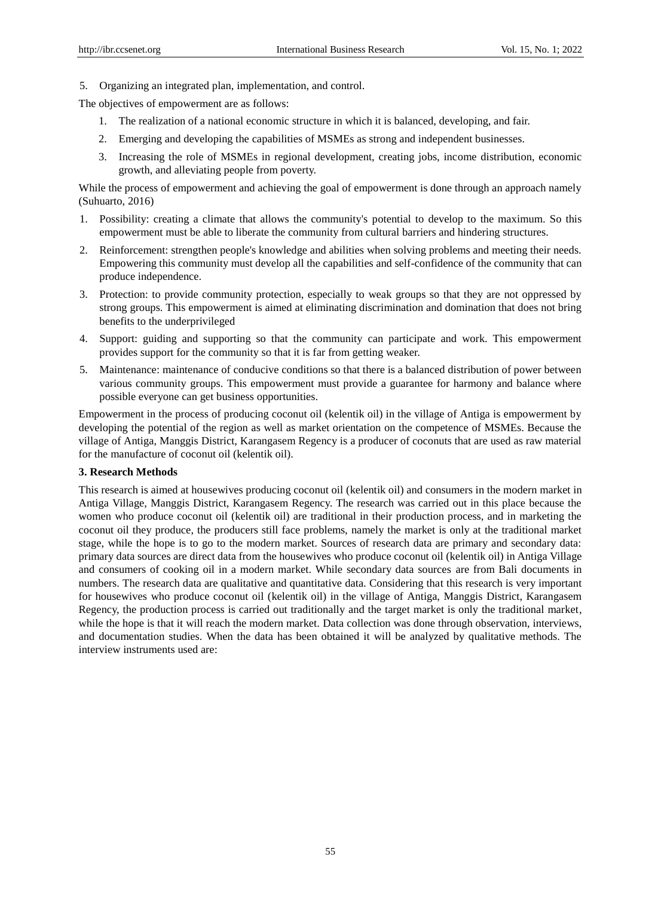5. Organizing an integrated plan, implementation, and control.

The objectives of empowerment are as follows:

1. The realization of a national economic structure in which it is balanced, developing, and fair.
2. Emerging and developing the capabilities of MSMEs as strong and independent businesses.
3. Increasing the role of MSMEs in regional development, creating jobs, income distribution, economic growth, and alleviating people from poverty.

While the process of empowerment and achieving the goal of empowerment is done through an approach namely (Suhuarto, 2016)

1. Possibility: creating a climate that allows the community's potential to develop to the maximum. So this empowerment must be able to liberate the community from cultural barriers and hindering structures.
2. Reinforcement: strengthen people's knowledge and abilities when solving problems and meeting their needs. Empowering this community must develop all the capabilities and self-confidence of the community that can produce independence.
3. Protection: to provide community protection, especially to weak groups so that they are not oppressed by strong groups. This empowerment is aimed at eliminating discrimination and domination that does not bring benefits to the underprivileged
4. Support: guiding and supporting so that the community can participate and work. This empowerment provides support for the community so that it is far from getting weaker.
5. Maintenance: maintenance of conducive conditions so that there is a balanced distribution of power between various community groups. This empowerment must provide a guarantee for harmony and balance where possible everyone can get business opportunities.

Empowerment in the process of producing coconut oil (kelentik oil) in the village of Antiga is empowerment by developing the potential of the region as well as market orientation on the competence of MSMEs. Because the village of Antiga, Manggis District, Karangasem Regency is a producer of coconuts that are used as raw material for the manufacture of coconut oil (kelentik oil).

## 3. Research Methods

This research is aimed at housewives producing coconut oil (kelentik oil) and consumers in the modern market in Antiga Village, Manggis District, Karangasem Regency. The research was carried out in this place because the women who produce coconut oil (kelentik oil) are traditional in their production process, and in marketing the coconut oil they produce, the producers still face problems, namely the market is only at the traditional market stage, while the hope is to go to the modern market. Sources of research data are primary and secondary data: primary data sources are direct data from the housewives who produce coconut oil (kelentik oil) in Antiga Village and consumers of cooking oil in a modern market. While secondary data sources are from Bali documents in numbers. The research data are qualitative and quantitative data. Considering that this research is very important for housewives who produce coconut oil (kelentik oil) in the village of Antiga, Manggis District, Karangasem Regency, the production process is carried out traditionally and the target market is only the traditional market, while the hope is that it will reach the modern market. Data collection was done through observation, interviews, and documentation studies. When the data has been obtained it will be analyzed by qualitative methods. The interview instruments used are: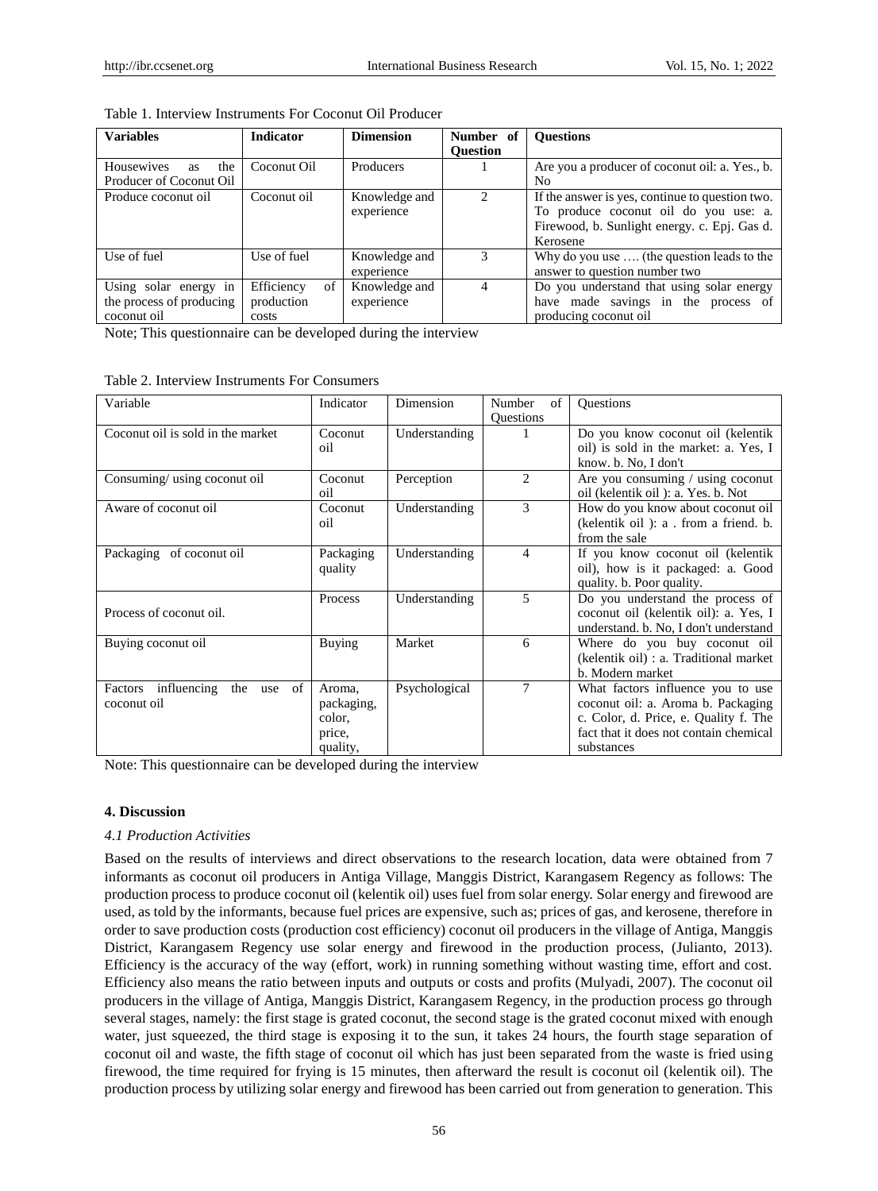Table 1. Interview Instruments For Coconut Oil Producer

| **Variables** | **Indicator** | **Dimension** | **Number of Question** | **Questions** |
|---|---|---|---|---|
| Housewives as the Producer of Coconut Oil | Coconut Oil | Producers | 1 | Are you a producer of coconut oil: a. Yes., b. No |
| Produce coconut oil | Coconut oil | Knowledge and experience | 2 | If the answer is yes, continue to question two. To produce coconut oil do you use: a. Firewood, b. Sunlight energy. c. Epj. Gas d. Kerosene |
| Use of fuel | Use of fuel | Knowledge and experience | 3 | Why do you use …. (the question leads to the answer to question number two |
| Using solar energy in the process of producing coconut oil | Efficiency of production costs | Knowledge and experience | 4 | Do you understand that using solar energy have made savings in the process of producing coconut oil |

Note; This questionnaire can be developed during the interview

Table 2. Interview Instruments For Consumers

| Variable | Indicator | Dimension | Number of Questions | Questions |
|---|---|---|---|---|
| Coconut oil is sold in the market | Coconut oil | Understanding | 1 | Do you know coconut oil (kelentik oil) is sold in the market: a. Yes, I know. b. No, I don't |
| Consuming/ using coconut oil | Coconut oil | Perception | 2 | Are you consuming / using coconut oil (kelentik oil ): a. Yes. b. Not |
| Aware of coconut oil | Coconut oil | Understanding | 3 | How do you know about coconut oil (kelentik oil ): a . from a friend. b. from the sale |
| Packaging of coconut oil | Packaging quality | Understanding | 4 | If you know coconut oil (kelentik oil), how is it packaged: a. Good quality. b. Poor quality. |
| Process of coconut oil. | Process | Understanding | 5 | Do you understand the process of coconut oil (kelentik oil): a. Yes, I understand. b. No, I don't understand |
| Buying coconut oil | Buying | Market | 6 | Where do you buy coconut oil (kelentik oil) : a. Traditional market b. Modern market |
| Factors influencing the use of coconut oil | Aroma, packaging, color, price, quality, | Psychological | 7 | What factors influence you to use coconut oil: a. Aroma b. Packaging c. Color, d. Price, e. Quality f. The fact that it does not contain chemical substances |

Note: This questionnaire can be developed during the interview

## 4. Discussion

### *4.1 Production Activities*

Based on the results of interviews and direct observations to the research location, data were obtained from 7 informants as coconut oil producers in Antiga Village, Manggis District, Karangasem Regency as follows: The production process to produce coconut oil (kelentik oil) uses fuel from solar energy. Solar energy and firewood are used, as told by the informants, because fuel prices are expensive, such as; prices of gas, and kerosene, therefore in order to save production costs (production cost efficiency) coconut oil producers in the village of Antiga, Manggis District, Karangasem Regency use solar energy and firewood in the production process, (Julianto, 2013). Efficiency is the accuracy of the way (effort, work) in running something without wasting time, effort and cost. Efficiency also means the ratio between inputs and outputs or costs and profits (Mulyadi, 2007). The coconut oil producers in the village of Antiga, Manggis District, Karangasem Regency, in the production process go through several stages, namely: the first stage is grated coconut, the second stage is the grated coconut mixed with enough water, just squeezed, the third stage is exposing it to the sun, it takes 24 hours, the fourth stage separation of coconut oil and waste, the fifth stage of coconut oil which has just been separated from the waste is fried using firewood, the time required for frying is 15 minutes, then afterward the result is coconut oil (kelentik oil). The production process by utilizing solar energy and firewood has been carried out from generation to generation. This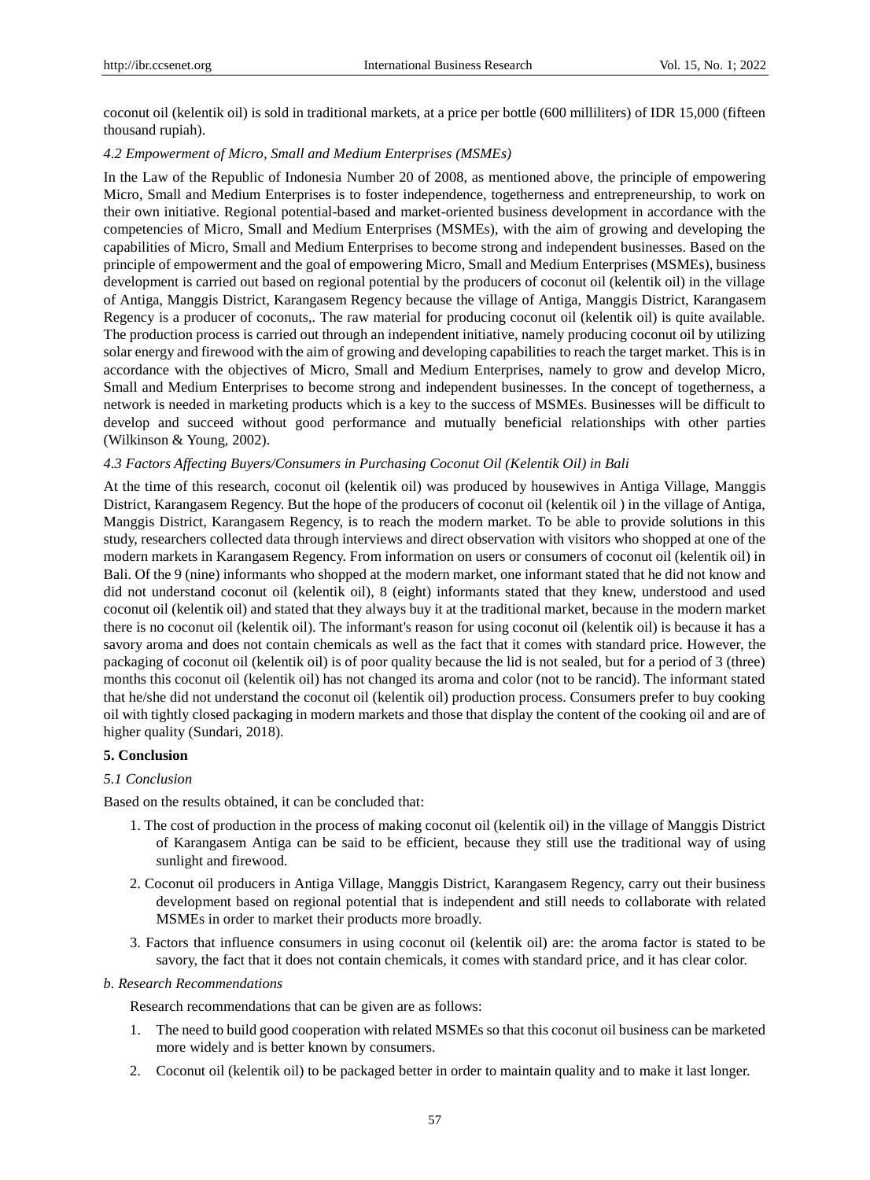coconut oil (kelentik oil) is sold in traditional markets, at a price per bottle (600 milliliters) of IDR 15,000 (fifteen thousand rupiah).

### *4.2 Empowerment of Micro, Small and Medium Enterprises (MSMEs)*

In the Law of the Republic of Indonesia Number 20 of 2008, as mentioned above, the principle of empowering Micro, Small and Medium Enterprises is to foster independence, togetherness and entrepreneurship, to work on their own initiative. Regional potential-based and market-oriented business development in accordance with the competencies of Micro, Small and Medium Enterprises (MSMEs), with the aim of growing and developing the capabilities of Micro, Small and Medium Enterprises to become strong and independent businesses. Based on the principle of empowerment and the goal of empowering Micro, Small and Medium Enterprises (MSMEs), business development is carried out based on regional potential by the producers of coconut oil (kelentik oil) in the village of Antiga, Manggis District, Karangasem Regency because the village of Antiga, Manggis District, Karangasem Regency is a producer of coconuts,. The raw material for producing coconut oil (kelentik oil) is quite available. The production process is carried out through an independent initiative, namely producing coconut oil by utilizing solar energy and firewood with the aim of growing and developing capabilities to reach the target market. This is in accordance with the objectives of Micro, Small and Medium Enterprises, namely to grow and develop Micro, Small and Medium Enterprises to become strong and independent businesses. In the concept of togetherness, a network is needed in marketing products which is a key to the success of MSMEs. Businesses will be difficult to develop and succeed without good performance and mutually beneficial relationships with other parties (Wilkinson & Young, 2002).

### *4.3 Factors Affecting Buyers/Consumers in Purchasing Coconut Oil (Kelentik Oil) in Bali*

At the time of this research, coconut oil (kelentik oil) was produced by housewives in Antiga Village, Manggis District, Karangasem Regency. But the hope of the producers of coconut oil (kelentik oil ) in the village of Antiga, Manggis District, Karangasem Regency, is to reach the modern market. To be able to provide solutions in this study, researchers collected data through interviews and direct observation with visitors who shopped at one of the modern markets in Karangasem Regency. From information on users or consumers of coconut oil (kelentik oil) in Bali. Of the 9 (nine) informants who shopped at the modern market, one informant stated that he did not know and did not understand coconut oil (kelentik oil), 8 (eight) informants stated that they knew, understood and used coconut oil (kelentik oil) and stated that they always buy it at the traditional market, because in the modern market there is no coconut oil (kelentik oil). The informant's reason for using coconut oil (kelentik oil) is because it has a savory aroma and does not contain chemicals as well as the fact that it comes with standard price. However, the packaging of coconut oil (kelentik oil) is of poor quality because the lid is not sealed, but for a period of 3 (three) months this coconut oil (kelentik oil) has not changed its aroma and color (not to be rancid). The informant stated that he/she did not understand the coconut oil (kelentik oil) production process. Consumers prefer to buy cooking oil with tightly closed packaging in modern markets and those that display the content of the cooking oil and are of higher quality (Sundari, 2018).

## 5. Conclusion

### *5.1 Conclusion*

Based on the results obtained, it can be concluded that:

1. The cost of production in the process of making coconut oil (kelentik oil) in the village of Manggis District of Karangasem Antiga can be said to be efficient, because they still use the traditional way of using sunlight and firewood.
2. Coconut oil producers in Antiga Village, Manggis District, Karangasem Regency, carry out their business development based on regional potential that is independent and still needs to collaborate with related MSMEs in order to market their products more broadly.
3. Factors that influence consumers in using coconut oil (kelentik oil) are: the aroma factor is stated to be savory, the fact that it does not contain chemicals, it comes with standard price, and it has clear color.

### *b. Research Recommendations*

Research recommendations that can be given are as follows:

1. The need to build good cooperation with related MSMEs so that this coconut oil business can be marketed more widely and is better known by consumers.
2. Coconut oil (kelentik oil) to be packaged better in order to maintain quality and to make it last longer.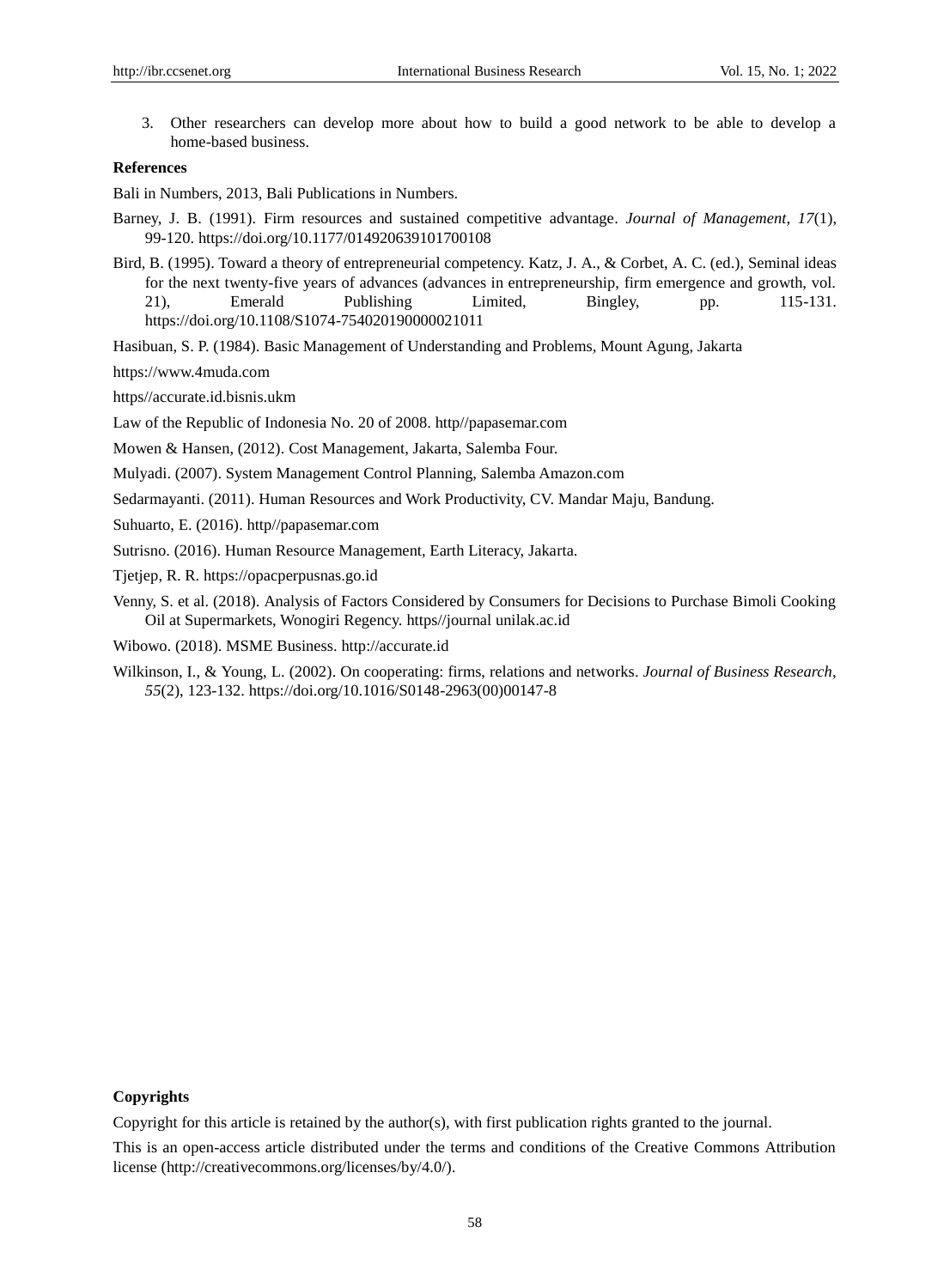3. Other researchers can develop more about how to build a good network to be able to develop a home-based business.

**References**

Bali in Numbers, 2013, Bali Publications in Numbers.

Barney, J. B. (1991). Firm resources and sustained competitive advantage. *Journal of Management*, *17*(1), 99-120. https://doi.org/10.1177/014920639101700108

Bird, B. (1995). Toward a theory of entrepreneurial competency. Katz, J. A., & Corbet, A. C. (ed.), Seminal ideas for the next twenty-five years of advances (advances in entrepreneurship, firm emergence and growth, vol. 21), Emerald Publishing Limited, Bingley, pp. 115-131. https://doi.org/10.1108/S1074-754020190000021011

Hasibuan, S. P. (1984). Basic Management of Understanding and Problems, Mount Agung, Jakarta

https://www.4muda.com

https//accurate.id.bisnis.ukm

Law of the Republic of Indonesia No. 20 of 2008. http//papasemar.com

Mowen & Hansen, (2012). Cost Management, Jakarta, Salemba Four.

Mulyadi. (2007). System Management Control Planning, Salemba Amazon.com

Sedarmayanti. (2011). Human Resources and Work Productivity, CV. Mandar Maju, Bandung.

Suhuarto, E. (2016). http//papasemar.com

Sutrisno. (2016). Human Resource Management, Earth Literacy, Jakarta.

Tjetjep, R. R. https://opacperpusnas.go.id

Venny, S. et al. (2018). Analysis of Factors Considered by Consumers for Decisions to Purchase Bimoli Cooking Oil at Supermarkets, Wonogiri Regency. https//journal unilak.ac.id

Wibowo. (2018). MSME Business. http://accurate.id

Wilkinson, I., & Young, L. (2002). On cooperating: firms, relations and networks. *Journal of Business Research*, *55*(2), 123-132. https://doi.org/10.1016/S0148-2963(00)00147-8

**Copyrights**

Copyright for this article is retained by the author(s), with first publication rights granted to the journal.

This is an open-access article distributed under the terms and conditions of the Creative Commons Attribution license (http://creativecommons.org/licenses/by/4.0/).